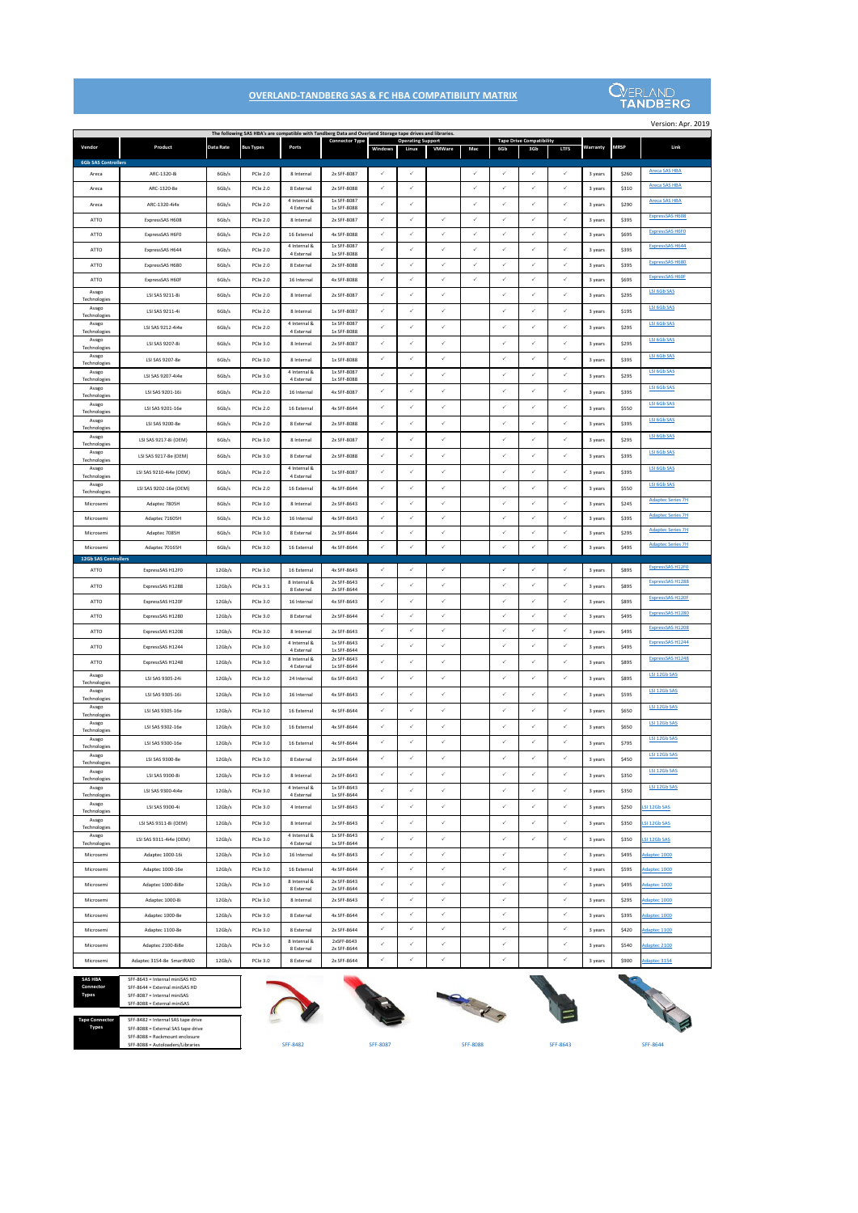# OVERLAND-TANDBERG SAS & FC HBA COMPATIBILITY MATRIX

Version: Apr. 2019

The following SAS HBA's are compatible with Tandberg Data and Overland Storage tape drives and libraries.

| Vendor | Product | Data Rate | Bus Types | Ports | Connector Type | Operating Support | | | | Tape Drive Compatibility | | | Warranty | MRSP | Link |
|---|---|---|---|---|---|---|---|---|---|---|---|---|---|---|---|
| | | | | | | Windows | Linux | VMWare | Mac | 6Gb | 3Gb | LTFS | | | |
| **6Gb SAS Controllers** | | | | | | | | | | | | | | | |
| Areca | ARC-1320-8i | 6Gb/s | PCIe 2.0 | 8 Internal | 2x SFF-8087 | ✓ | ✓ | | ✓ | ✓ | ✓ | ✓ | 3 years | $260 | Areca SAS HBA |
| Areca | ARC-1320-8e | 6Gb/s | PCIe 2.0 | 8 External | 2x SFF-8088 | ✓ | ✓ | | ✓ | ✓ | ✓ | ✓ | 3 years | $310 | Areca SAS HBA |
| Areca | ARC-1320-4i4x | 6Gb/s | PCIe 2.0 | 4 Internal & 4 External | 1x SFF-8087 1x SFF-8088 | ✓ | ✓ | | ✓ | ✓ | ✓ | ✓ | 3 years | $290 | Areca SAS HBA |
| ATTO | ExpressSAS H608 | 6Gb/s | PCIe 2.0 | 8 Internal | 2x SFF-8087 | ✓ | ✓ | ✓ | ✓ | ✓ | ✓ | ✓ | 3 years | $395 | ExpressSAS H608 |
| ATTO | ExpressSAS H6F0 | 6Gb/s | PCIe 2.0 | 16 External | 4x SFF-8088 | ✓ | ✓ | ✓ | ✓ | ✓ | ✓ | ✓ | 3 years | $695 | ExpressSAS H6F0 |
| ATTO | ExpressSAS H644 | 6Gb/s | PCIe 2.0 | 4 Internal & 4 External | 1x SFF-8087 1x SFF-8088 | ✓ | ✓ | ✓ | ✓ | ✓ | ✓ | ✓ | 3 years | $395 | ExpressSAS H644 |
| ATTO | ExpressSAS H680 | 6Gb/s | PCIe 2.0 | 8 External | 2x SFF-8088 | ✓ | ✓ | ✓ | ✓ | ✓ | ✓ | ✓ | 3 years | $395 | ExpressSAS H680 |
| ATTO | ExpressSAS H60F | 6Gb/s | PCIe 2.0 | 16 Internal | 4x SFF-8088 | ✓ | ✓ | ✓ | ✓ | ✓ | ✓ | ✓ | 3 years | $695 | ExpressSAS H60F |
| Avago Technologies | LSI SAS 9211-8i | 6Gb/s | PCIe 2.0 | 8 Internal | 2x SFF-8087 | ✓ | ✓ | ✓ | | ✓ | ✓ | ✓ | 3 years | $295 | LSI 6Gb SAS |
| Avago Technologies | LSI SAS 9211-4i | 6Gb/s | PCIe 2.0 | 8 Internal | 1x SFF-8087 | ✓ | ✓ | ✓ | | ✓ | ✓ | ✓ | 3 years | $195 | LSI 6Gb SAS |
| Avago Technologies | LSI SAS 9212-4i4e | 6Gb/s | PCIe 2.0 | 4 Internal & 4 External | 1x SFF-8087 1x SFF-8088 | ✓ | ✓ | ✓ | | ✓ | ✓ | ✓ | 3 years | $295 | LSI 6Gb SAS |
| Avago Technologies | LSI SAS 9207-8i | 6Gb/s | PCIe 3.0 | 8 Internal | 2x SFF-8087 | ✓ | ✓ | ✓ | | ✓ | ✓ | ✓ | 3 years | $295 | LSI 6Gb SAS |
| Avago Technologies | LSI SAS 9207-8e | 6Gb/s | PCIe 3.0 | 8 Internal | 1x SFF-8088 | ✓ | ✓ | ✓ | | ✓ | ✓ | ✓ | 3 years | $395 | LSI 6Gb SAS |
| Avago Technologies | LSI SAS 9207-4i4e | 6Gb/s | PCIe 3.0 | 4 Internal & 4 External | 1x SFF-8087 1x SFF-8088 | ✓ | ✓ | ✓ | | ✓ | ✓ | ✓ | 3 years | $295 | LSI 6Gb SAS |
| Avago Technologies | LSI SAS 9201-16i | 6Gb/s | PCIe 2.0 | 16 Internal | 4x SFF-8087 | ✓ | ✓ | ✓ | | ✓ | ✓ | ✓ | 3 years | $395 | LSI 6Gb SAS |
| Avago Technologies | LSI SAS 9201-16e | 6Gb/s | PCIe 2.0 | 16 External | 4x SFF-8644 | ✓ | ✓ | ✓ | | ✓ | ✓ | ✓ | 3 years | $550 | LSI 6Gb SAS |
| Avago Technologies | LSI SAS 9200-8e | 6Gb/s | PCIe 2.0 | 8 External | 2x SFF-8088 | ✓ | ✓ | ✓ | | ✓ | ✓ | ✓ | 3 years | $395 | LSI 6Gb SAS |
| Avago Technologies | LSI SAS 9217-8i (OEM) | 6Gb/s | PCIe 3.0 | 8 Internal | 2x SFF-8087 | ✓ | ✓ | ✓ | | ✓ | ✓ | ✓ | 3 years | $295 | LSI 6Gb SAS |
| Avago Technologies | LSI SAS 9217-8e (OEM) | 6Gb/s | PCIe 3.0 | 8 External | 2x SFF-8088 | ✓ | ✓ | ✓ | | ✓ | ✓ | ✓ | 3 years | $395 | LSI 6Gb SAS |
| Avago Technologies | LSI SAS 9210-4i4e (OEM) | 6Gb/s | PCIe 2.0 | 4 Internal & 4 External | 1x SFF-8087 | ✓ | ✓ | ✓ | | ✓ | ✓ | ✓ | 3 years | $395 | LSI 6Gb SAS |
| Avago Technologies | LSI SAS 9202-16e (OEM) | 6Gb/s | PCIe 2.0 | 16 External | 4x SFF-8644 | ✓ | ✓ | ✓ | | ✓ | ✓ | ✓ | 3 years | $550 | LSI 6Gb SAS |
| Microsemi | Adaptec 7805H | 6Gb/s | PCIe 3.0 | 8 Internal | 2x SFF-8643 | ✓ | ✓ | ✓ | | ✓ | ✓ | ✓ | 3 years | $245 | Adaptec Series 7H |
| Microsemi | Adaptec 71605H | 6Gb/s | PCIe 3.0 | 16 Internal | 4x SFF-8643 | ✓ | ✓ | ✓ | | ✓ | ✓ | ✓ | 3 years | $395 | Adaptec Series 7H |
| Microsemi | Adaptec 7085H | 6Gb/s | PCIe 3.0 | 8 External | 2x SFF-8644 | ✓ | ✓ | ✓ | | ✓ | ✓ | ✓ | 3 years | $295 | Adaptec Series 7H |
| Microsemi | Adaptec 70165H | 6Gb/s | PCIe 3.0 | 16 External | 4x SFF-8644 | ✓ | ✓ | ✓ | | ✓ | ✓ | ✓ | 3 years | $495 | Adaptec Series 7H |
| **12Gb SAS Controllers** | | | | | | | | | | | | | | | |
| ATTO | ExpressSAS H12F0 | 12Gb/s | PCIe 3.0 | 16 External | 4x SFF-8643 | ✓ | ✓ | ✓ | | ✓ | ✓ | ✓ | 3 years | $895 | ExpressSAS H12F0 |
| ATTO | ExpressSAS H1288 | 12Gb/s | PCIe 3.1 | 8 Internal & 8 External | 2x SFF-8643 2x SFF-8644 | ✓ | ✓ | ✓ | | ✓ | ✓ | ✓ | 3 years | $895 | ExpressSAS H1288 |
| ATTO | ExpressSAS H120F | 12Gb/s | PCIe 3.0 | 16 Internal | 4x SFF-8643 | ✓ | ✓ | ✓ | | ✓ | ✓ | ✓ | 3 years | $895 | ExpressSAS H120F |
| ATTO | ExpressSAS H1280 | 12Gb/s | PCIe 3.0 | 8 External | 2x SFF-8644 | ✓ | ✓ | ✓ | | ✓ | ✓ | ✓ | 3 years | $495 | ExpressSAS H1280 |
| ATTO | ExpressSAS H1208 | 12Gb/s | PCIe 3.0 | 8 Internal | 2x SFF-8643 | ✓ | ✓ | ✓ | | ✓ | ✓ | ✓ | 3 years | $495 | ExpressSAS H1208 |
| ATTO | ExpressSAS H1244 | 12Gb/s | PCIe 3.0 | 4 Internal & 4 External | 1x SFF-8643 1x SFF-8644 | ✓ | ✓ | ✓ | | ✓ | ✓ | ✓ | 3 years | $495 | ExpressSAS H1244 |
| ATTO | ExpressSAS H1248 | 12Gb/s | PCIe 3.0 | 8 Internal & 4 External | 2x SFF-8643 1x SFF-8644 | ✓ | ✓ | ✓ | | ✓ | ✓ | ✓ | 3 years | $895 | ExpressSAS H1248 |
| Avago Technologies | LSI SAS 9305-24i | 12Gb/s | PCIe 3.0 | 24 Internal | 6x SFF-8643 | ✓ | ✓ | ✓ | | ✓ | ✓ | ✓ | 3 years | $895 | LSI 12Gb SAS |
| Avago Technologies | LSI SAS 9305-16i | 12Gb/s | PCIe 3.0 | 16 Internal | 4x SFF-8643 | ✓ | ✓ | ✓ | | ✓ | ✓ | ✓ | 3 years | $595 | LSI 12Gb SAS |
| Avago Technologies | LSI SAS 9305-16e | 12Gb/s | PCIe 3.0 | 16 External | 4x SFF-8644 | ✓ | ✓ | ✓ | | ✓ | ✓ | ✓ | 3 years | $650 | LSI 12Gb SAS |
| Avago Technologies | LSI SAS 9302-16e | 12Gb/s | PCIe 3.0 | 16 External | 4x SFF-8644 | ✓ | ✓ | ✓ | | ✓ | ✓ | ✓ | 3 years | $650 | LSI 12Gb SAS |
| Avago Technologies | LSI SAS 9300-16e | 12Gb/s | PCIe 3.0 | 16 External | 4x SFF-8644 | ✓ | ✓ | ✓ | | ✓ | ✓ | ✓ | 3 years | $795 | LSI 12Gb SAS |
| Avago Technologies | LSI SAS 9300-8e | 12Gb/s | PCIe 3.0 | 8 External | 2x SFF-8644 | ✓ | ✓ | ✓ | | ✓ | ✓ | ✓ | 3 years | $450 | LSI 12Gb SAS |
| Avago Technologies | LSI SAS 9300-8i | 12Gb/s | PCIe 3.0 | 8 Internal | 2x SFF-8643 | ✓ | ✓ | ✓ | | ✓ | ✓ | ✓ | 3 years | $350 | LSI 12Gb SAS |
| Avago Technologies | LSI SAS 9300-4i4e | 12Gb/s | PCIe 3.0 | 4 Internal & 4 External | 1x SFF-8643 1x SFF-8644 | ✓ | ✓ | ✓ | | ✓ | ✓ | ✓ | 3 years | $350 | LSI 12Gb SAS |
| Avago Technologies | LSI SAS 9300-4i | 12Gb/s | PCIe 3.0 | 4 Internal | 1x SFF-8643 | ✓ | ✓ | ✓ | | ✓ | ✓ | ✓ | 3 years | $250 | LSI 12Gb SAS |
| Avago Technologies | LSI SAS 9311-8i (OEM) | 12Gb/s | PCIe 3.0 | 8 Internal | 2x SFF-8643 | ✓ | ✓ | ✓ | | ✓ | ✓ | ✓ | 3 years | $350 | LSI 12Gb SAS |
| Avago Technologies | LSI SAS 9311-4i4e (OEM) | 12Gb/s | PCIe 3.0 | 4 Internal & 4 External | 1x SFF-8643 1x SFF-8644 | ✓ | ✓ | ✓ | | ✓ | ✓ | ✓ | 3 years | $350 | LSI 12Gb SAS |
| Microsemi | Adaptec 1000-16i | 12Gb/s | PCIe 3.0 | 16 Internal | 4x SFF-8643 | ✓ | ✓ | ✓ | | ✓ | | ✓ | 3 years | $495 | Adaptec 1000 |
| Microsemi | Adaptec 1000-16e | 12Gb/s | PCIe 3.0 | 16 External | 4x SFF-8644 | ✓ | ✓ | ✓ | | ✓ | | ✓ | 3 years | $595 | Adaptec 1000 |
| Microsemi | Adaptec 1000-8i8e | 12Gb/s | PCIe 3.0 | 8 Internal & 8 External | 2x SFF-8643 2x SFF-8644 | ✓ | ✓ | ✓ | | ✓ | | ✓ | 3 years | $495 | Adaptec 1000 |
| Microsemi | Adaptec 1000-8i | 12Gb/s | PCIe 3.0 | 8 Internal | 2x SFF-8643 | ✓ | ✓ | ✓ | | ✓ | | ✓ | 3 years | $295 | Adaptec 1000 |
| Microsemi | Adaptec 1000-8e | 12Gb/s | PCIe 3.0 | 8 External | 4x SFF-8644 | ✓ | ✓ | ✓ | | ✓ | | ✓ | 3 years | $395 | Adaptec 1000 |
| Microsemi | Adaptec 1100-8e | 12Gb/s | PCIe 3.0 | 8 External | 2x SFF-8644 | ✓ | ✓ | ✓ | | ✓ | | ✓ | 3 years | $420 | Adaptec 1100 |
| Microsemi | Adaptec 2100-8i8e | 12Gb/s | PCIe 3.0 | 8 Internal & 8 External | 2xSFF-8643 2x SFF-8644 | ✓ | ✓ | ✓ | | ✓ | | ✓ | 3 years | $540 | Adaptec 2100 |
| Microsemi | Adaptec 3154-8e SmartRAID | 12Gb/s | PCIe 3.0 | 8 External | 2x SFF-8644 | ✓ | ✓ | ✓ | | ✓ | | ✓ | 3 years | $900 | Adaptec 3154 |

| SAS HBA Connector Types | |
|---|---|
| | SFF-8643 = Internal miniSAS HD |
| | SFF-8644 = External miniSAS HD |
| | SFF-8087 = Internal miniSAS |
| | SFF-8088 = External miniSAS |

| Tape Connector Types | |
|---|---|
| | SFF-8482 = Internal SAS tape drive |
| | SFF-8088 = External SAS tape drive |
| | SFF-8088 = Rackmount enclosure |
| | SFF-8088 = Autoloaders/Libraries |

SFF-8482 SFF-8087 SFF-8088 SFF-8643 SFF-8644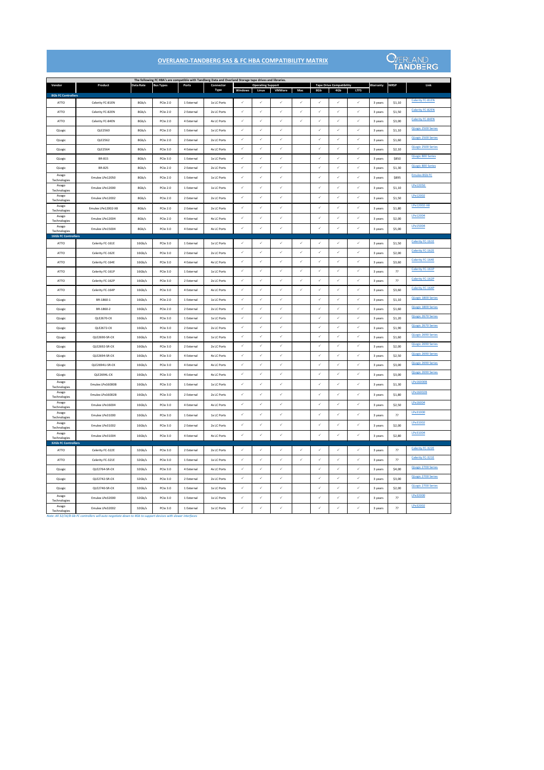# OVERLAND-TANDBERG SAS & FC HBA COMPATIBILITY MATRIX

OVERLAND TANDBERG

The following FC HBA's are compatible with Tandberg Data and Overland Storage tape drives and libraries.

| Vendor | Product | Data Rate | Bus Types | Ports | Connector Type | Operating Support | | | | Tape Drive Compatibility | | | Warranty | MRSP | Link |
|---|---|---|---|---|---|---|---|---|---|---|---|---|---|---|---|
| | | | | | | Windows | Linux | VMWare | Mac | 8Gb | 4Gb | LTFS | | | |
| **8Gb FC Controllers** | | | | | | | | | | | | | | | |
| ATTO | Celerity FC-81EN | 8Gb/s | PCIe 2.0 | 1 External | 1x LC Ports | ✓ | ✓ | ✓ | ✓ | ✓ | ✓ | ✓ | 3 years | $1,10 | Celerity FC-81EN |
| ATTO | Celerity FC-82EN | 8Gb/s | PCIe 2.0 | 2 External | 2x LC Ports | ✓ | ✓ | ✓ | ✓ | ✓ | ✓ | ✓ | 3 years | $1,50 | Celerity FC-82EN |
| ATTO | Celerity FC-84EN | 8Gb/s | PCIe 2.0 | 4 External | 4x LC Ports | ✓ | ✓ | ✓ | ✓ | ✓ | ✓ | ✓ | 3 years | $3,00 | Celerity FC-84EN |
| QLogic | QLE2560 | 8Gb/s | PCIe 2.0 | 1 External | 1x LC Ports | ✓ | ✓ | ✓ | | ✓ | ✓ | ✓ | 3 years | $1,10 | Qlogic 2500 Series |
| QLogic | QLE2562 | 8Gb/s | PCIe 2.0 | 2 External | 2x LC Ports | ✓ | ✓ | ✓ | | ✓ | ✓ | ✓ | 3 years | $1,60 | Qlogic 2500 Series |
| QLogic | QLE2564 | 8Gb/s | PCIe 3.0 | 4 External | 4x LC Ports | ✓ | ✓ | ✓ | | ✓ | ✓ | ✓ | 3 years | $2,10 | Qlogic 2500 Series |
| QLogic | BR-815 | 8Gb/s | PCIe 3.0 | 1 External | 1x LC Ports | ✓ | ✓ | ✓ | | ✓ | ✓ | ✓ | 3 years | $850 | Qlogic 800 Series |
| QLogic | BR-825 | 8Gb/s | PCIe 2.0 | 2 External | 2x LC Ports | ✓ | ✓ | ✓ | | ✓ | ✓ | ✓ | 3 years | $1,30 | Qlogic 800 Series |
| Avago Technologies | Emulex LPe12050 | 8Gb/s | PCIe 2.0 | 1 External | 1x LC Ports | ✓ | ✓ | ✓ | | ✓ | ✓ | ✓ | 3 years | $895 | Emulex 8Gb FC |
| Avago Technologies | Emulex LPe12000 | 8Gb/s | PCIe 2.0 | 1 External | 1x LC Ports | ✓ | ✓ | ✓ | | ✓ | ✓ | ✓ | 3 years | $1,10 | LPe12050 |
| Avago Technologies | Emulex LPe12002 | 8Gb/s | PCIe 2.0 | 2 External | 2x LC Ports | ✓ | ✓ | ✓ | | ✓ | ✓ | ✓ | 3 years | $1,50 | LPe12002 |
| Avago Technologies | Emulex LPe12002-X8 | 8Gb/s | PCIe 2.0 | 2 External | 2x LC Ports | ✓ | ✓ | ✓ | | ✓ | ✓ | ✓ | 3 years | $1,80 | LPe12002-X8 |
| Avago Technologies | Emulex LPe12004 | 8Gb/s | PCIe 2.0 | 4 External | 4x LC Ports | ✓ | ✓ | ✓ | | ✓ | ✓ | ✓ | 3 years | $2,00 | LPe12004 |
| Avago Technologies | Emulex LPe15004 | 8Gb/s | PCIe 3.0 | 4 External | 4x LC Ports | ✓ | ✓ | ✓ | | ✓ | ✓ | ✓ | 3 years | $5,00 | LPe15004 |
| **16Gb FC Controllers** | | | | | | | | | | | | | | | |
| ATTO | Celerity FC-161E | 16Gb/s | PCIe 3.0 | 1 External | 1x LC Ports | ✓ | ✓ | ✓ | ✓ | ✓ | ✓ | ✓ | 3 years | $1,50 | Celerity FC-161E |
| ATTO | Celerity FC-162E | 16Gb/s | PCIe 3.0 | 2 External | 2x LC Ports | ✓ | ✓ | ✓ | ✓ | ✓ | ✓ | ✓ | 3 years | $2,00 | Celerity FC-162E |
| ATTO | Celerity FC-164E | 16Gb/s | PCIe 3.0 | 4 External | 4x LC Ports | ✓ | ✓ | ✓ | ✓ | ✓ | ✓ | ✓ | 3 years | $3,60 | Celerity FC-164E |
| ATTO | Celerity FC-161P | 16Gb/s | PCIe 3.0 | 1 External | 1x LC Ports | ✓ | ✓ | ✓ | ✓ | ✓ | ✓ | ✓ | 3 years | ?? | Celerity FC-161P |
| ATTO | Celerity FC-162P | 16Gb/s | PCIe 3.0 | 2 External | 2x LC Ports | ✓ | ✓ | ✓ | ✓ | ✓ | ✓ | ✓ | 3 years | ?? | Celerity FC-162P |
| ATTO | Celerity FC-164P | 16Gb/s | PCIe 3.0 | 4 External | 4x LC Ports | ✓ | ✓ | ✓ | ✓ | ✓ | ✓ | ✓ | 3 years | $3,60 | Celerity FC-164P |
| QLogic | BR-1860-1 | 16Gb/s | PCIe 2.0 | 1 External | 1x LC Ports | ✓ | ✓ | ✓ | | ✓ | ✓ | ✓ | 3 years | $1,10 | Qlogic 1800 Series |
| QLogic | BR-1860-2 | 16Gb/s | PCIe 2.0 | 2 External | 2x LC Ports | ✓ | ✓ | ✓ | | ✓ | ✓ | ✓ | 3 years | $1,60 | Qlogic 1800 Series |
| QLogic | QLE2670-CK | 16Gb/s | PCIe 3.0 | 1 External | 1x LC Ports | ✓ | ✓ | ✓ | | ✓ | ✓ | ✓ | 3 years | $1,20 | Qlogic 2670 Series |
| QLogic | QLE2672-CK | 16Gb/s | PCIe 3.0 | 2 External | 2x LC Ports | ✓ | ✓ | ✓ | | ✓ | ✓ | ✓ | 3 years | $1,90 | Qlogic 2670 Series |
| QLogic | QLE2690-SR-CK | 16Gb/s | PCIe 3.0 | 1 External | 1x LC Ports | ✓ | ✓ | ✓ | | ✓ | ✓ | ✓ | 3 years | $1,60 | Qlogic 2690 Series |
| QLogic | QLE2692-SR-CK | 16Gb/s | PCIe 3.0 | 2 External | 2x LC Ports | ✓ | ✓ | ✓ | | ✓ | ✓ | ✓ | 3 years | $2,00 | Qlogic 2690 Series |
| QLogic | QLE2694-SR-CK | 16Gb/s | PCIe 3.0 | 4 External | 4x LC Ports | ✓ | ✓ | ✓ | | ✓ | ✓ | ✓ | 3 years | $2,50 | Qlogic 2690 Series |
| QLogic | QLE2694U-SR-CK | 16Gb/s | PCIe 3.0 | 4 External | 4x LC Ports | ✓ | ✓ | ✓ | | ✓ | ✓ | ✓ | 3 years | $3,00 | Qlogic 2690 Series |
| QLogic | QLE2694L-CK | 16Gb/s | PCIe 3.0 | 4 External | 4x LC Ports | ✓ | ✓ | ✓ | | ✓ | ✓ | ✓ | 3 years | $3,00 | Qlogic 2690 Series |
| Avago Technologies | Emulex LPe16000B | 16Gb/s | PCIe 3.0 | 1 External | 1x LC Ports | ✓ | ✓ | ✓ | | ✓ | ✓ | ✓ | 3 years | $1,30 | LPe16000B |
| Avago Technologies | Emulex LPe16002B | 16Gb/s | PCIe 3.0 | 2 External | 2x LC Ports | ✓ | ✓ | ✓ | | ✓ | ✓ | ✓ | 3 years | $1,80 | LPe16002B |
| Avago Technologies | Emulex LPe16004 | 16Gb/s | PCIe 3.0 | 4 External | 4x LC Ports | ✓ | ✓ | ✓ | | ✓ | ✓ | ✓ | 3 years | $2,50 | LPe16004 |
| Avago Technologies | Emulex LPe31000 | 16Gb/s | PCIe 3.0 | 1 External | 1x LC Ports | ✓ | ✓ | ✓ | | ✓ | ✓ | ✓ | 3 years | ?? | LPe31000 |
| Avago Technologies | Emulex LPe31002 | 16Gb/s | PCIe 3.0 | 2 External | 2x LC Ports | ✓ | ✓ | ✓ | | ✓ | ✓ | ✓ | 3 years | $2,00 | LPe31002 |
| Avago Technologies | Emulex LPe31004 | 16Gb/s | PCIe 3.0 | 4 External | 4x LC Ports | ✓ | ✓ | ✓ | | ✓ | ✓ | ✓ | 3 years | $2,80 | LPe31004 |
| **32Gb FC Controllers** | | | | | | | | | | | | | | | |
| ATTO | Celerity FC-322E | 32Gb/s | PCIe 3.0 | 2 External | 2x LC Ports | ✓ | ✓ | ✓ | ✓ | ✓ | ✓ | ✓ | 3 years | ?? | Celerity FC-322E |
| ATTO | Celerity FC-321E | 32Gb/s | PCIe 3.0 | 1 External | 1x LC Ports | ✓ | ✓ | ✓ | ✓ | ✓ | ✓ | ✓ | 3 years | ?? | Celerity FC-321E |
| QLogic | QLE2764-SR-CK | 32Gb/s | PCIe 3.0 | 4 External | 4x LC Ports | ✓ | ✓ | ✓ | | ✓ | ✓ | ✓ | 3 years | $4,00 | Qlogic 2700 Series |
| QLogic | QLE2742-SR-CK | 32Gb/s | PCIe 3.0 | 2 External | 2x LC Ports | ✓ | ✓ | ✓ | | ✓ | ✓ | ✓ | 3 years | $3,00 | Qlogic 2700 Series |
| QLogic | QLE2740-SR-CK | 32Gb/s | PCIe 3.0 | 1 External | 1x LC Ports | ✓ | ✓ | ✓ | | ✓ | ✓ | ✓ | 3 years | $2,00 | Qlogic 2700 Series |
| Avago Technologies | Emulex LPe32000 | 32Gb/s | PCIe 3.0 | 1 External | 1x LC Ports | ✓ | ✓ | ✓ | | ✓ | ✓ | ✓ | 3 years | ?? | LPe32000 |
| Avago Technologies | Emulex LPe32002 | 32Gb/s | PCIe 3.0 | 1 External | 1x LC Ports | ✓ | ✓ | ✓ | | ✓ | ✓ | ✓ | 3 years | ?? | LPe32002 |

*Note: All 32/16/8 Gb FC controllers will auto negotiate down to 4Gb to support devices with slower interfaces*